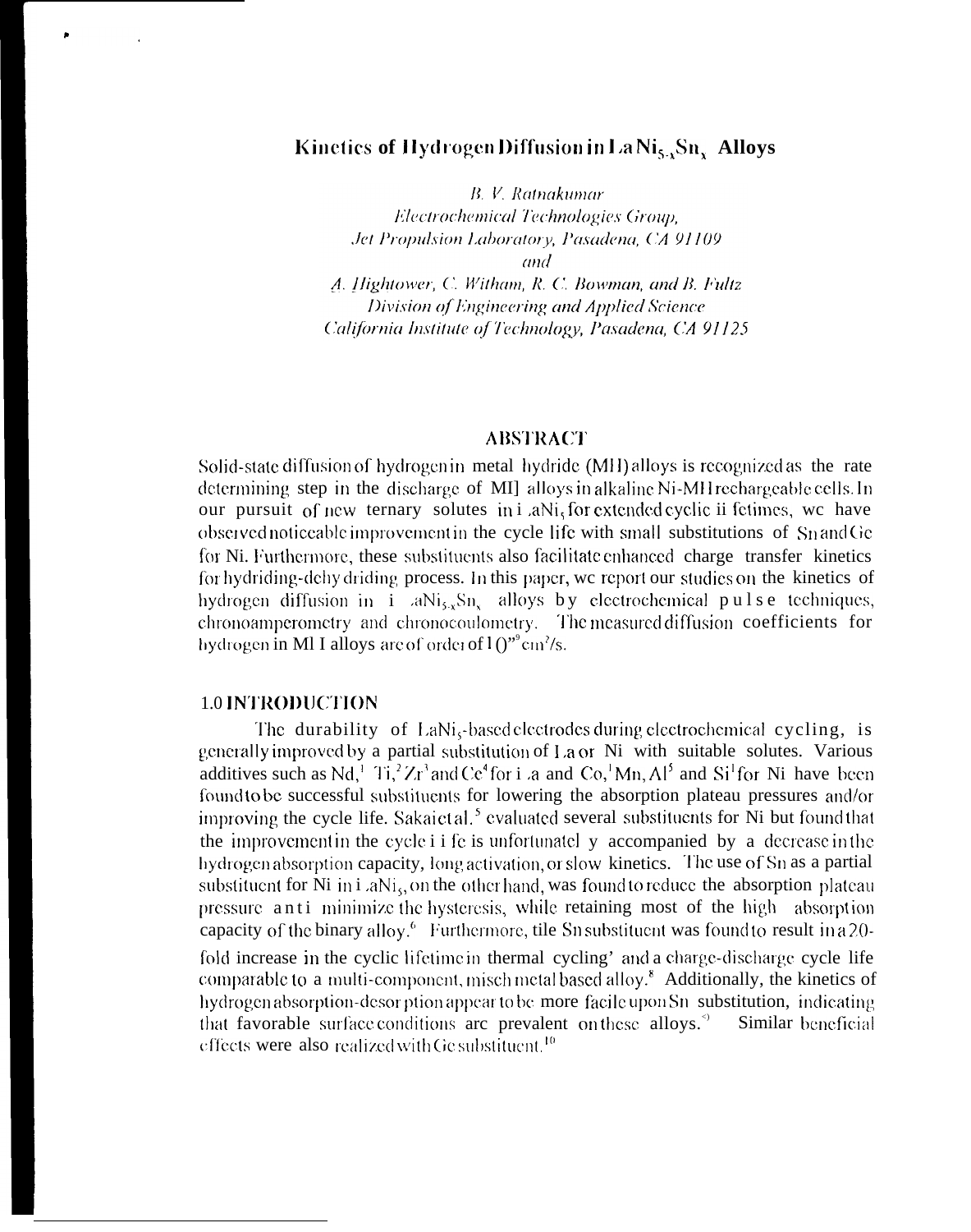# Kinetics of Hydrogen Diffusion in $LaNi_{5-x}Sn_x$ Alloys

*B. V. Ratnakumar*
*Electrochemical Technologies Group,*
*Jet Propulsion Laboratory, Pasadena, CA 91109*
*and*
*A. Hightower, C. Witham, R. C. Bowman, and B. Fultz*
*Division of Engineering and Applied Science*
*California Institute of Technology, Pasadena, CA 91125*

## ABSTRACT

Solid-state diffusion of hydrogen in metal hydride (MH) alloys is recognized as the rate determining step in the discharge of MH alloys in alkaline Ni-MH rechargeable cells. In our pursuit of new ternary solutes in $LaNi_5$ for extended cyclic lifetimes, we have observed noticeable improvement in the cycle life with small substitutions of Sn and Ge for Ni. Furthermore, these substituents also facilitate enhanced charge transfer kinetics for hydriding-dehydriding process. In this paper, we report our studies on the kinetics of hydrogen diffusion in $LaNi_{5-x}Sn_x$ alloys by electrochemical pulse techniques, chronoamperometry and chronocoulometry. The measured diffusion coefficients for hydrogen in MH alloys are of order of $10^{-9}$ $cm^2/s$.

## 1.0 INTRODUCTION

The durability of $LaNi_5$-based electrodes during electrochemical cycling, is generally improved by a partial substitution of La or Ni with suitable solutes. Various additives such as Nd,[1] Ti,[2] Zr[3] and Ce[4] for La and Co,[1] Mn, Al[5] and Si[1] for Ni have been found to be successful substituents for lowering the absorption plateau pressures and/or improving the cycle life. Sakai et al.[5] evaluated several substituents for Ni but found that the improvement in the cycle life is unfortunately accompanied by a decrease in the hydrogen absorption capacity, long activation, or slow kinetics. The use of Sn as a partial substituent for Ni in $LaNi_5$, on the other hand, was found to reduce the absorption plateau pressure and minimize the hysteresis, while retaining most of the high absorption capacity of the binary alloy.[6] Furthermore, the Sn substituent was found to result in a 20-fold increase in the cyclic lifetime in thermal cycling[7] and a charge-discharge cycle life comparable to a multi-component, misch metal based alloy.[8] Additionally, the kinetics of hydrogen absorption-desorption appear to be more facile upon Sn substitution, indicating that favorable surface conditions are prevalent on these alloys.[9] Similar beneficial effects were also realized with Ge substituent.[10]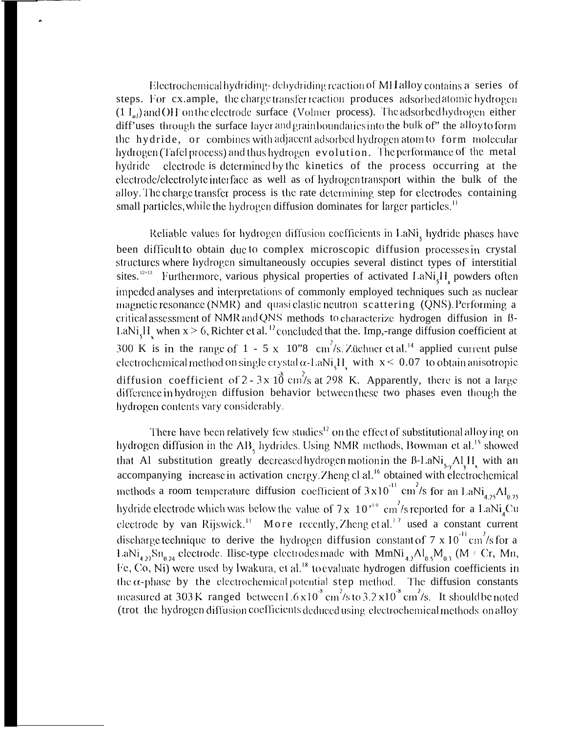Electrochemical hydriding-dehydriding reaction of MH alloy contains a series of steps. For example, the charge transfer reaction produces adsorbed atomic hydrogen ($H_{ad}$) and $OH^-$ on the electrode surface (Volmer process). The adsorbed hydrogen either diffuses through the surface layer and grain boundaries into the bulk of the alloy to form the hydride, or combines with adjacent adsorbed hydrogen atom to form molecular hydrogen (Tafel process) and thus hydrogen evolution. The performance of the metal hydride electrode is determined by the kinetics of the process occurring at the electrode/electrolyte interface as well as of hydrogen transport within the bulk of the alloy. The charge transfer process is the rate determining step for electrodes containing small particles, while the hydrogen diffusion dominates for larger particles.[11]

Reliable values for hydrogen diffusion coefficients in $LaNi_5$ hydride phases have been difficult to obtain due to complex microscopic diffusion processes in crystal structures where hydrogen simultaneously occupies several distinct types of interstitial sites.[12,13] Furthermore, various physical properties of activated $LaNi_5H_x$ powders often impeded analyses and interpretations of commonly employed techniques such as nuclear magnetic resonance (NMR) and quasi elastic neutron scattering (QNS). Performing a critical assessment of NMR and QNS methods to characterize hydrogen diffusion in β-$LaNi_5H_x$ when $x > 6$, Richter et al.[12] concluded that the. Imp,-range diffusion coefficient at 300 K is in the range of $1 - 5 \times 10^{-8}$ $cm^2/s$. Züchner et al.[14] applied current pulse electrochemical method on single crystal α-$LaNi_5H_x$ with $x < 0.07$ to obtain anisotropic diffusion coefficient of $2 - 3 \times 10^{-8}$ $cm^2/s$ at 298 K. Apparently, there is not a large difference in hydrogen diffusion behavior between these two phases even though the hydrogen contents vary considerably.

There have been relatively few studies[12] on the effect of substitutional alloying on hydrogen diffusion in the $AB_5$ hydrides. Using NMR methods, Bowman et al.[15] showed that Al substitution greatly decreased hydrogen motion in the β-$LaNi_{5-y}Al_yH_x$ with an accompanying increase in activation energy. Zheng et al.[16] obtained with electrochemical methods a room temperature diffusion coefficient of $3 \times 10^{-11}$ $cm^2/s$ for an $LaNi_{4.25}Al_{0.75}$ hydride electrode which was below the value of $7 \times 10^{-10}$ $cm^2/s$ reported for a $LaNi_4Cu$ electrode by van Rijswick.[11] More recently, Zheng et al.[17] used a constant current discharge technique to derive the hydrogen diffusion constant of $7 \times 10^{-11}$ $cm^2/s$ for a $LaNi_{4.27}Sn_{0.24}$ electrode. Disc-type electrodes made with $MmNi_{4.2}Al_{0.5}M_{0.3}$ (M = Cr, Mn, Fe, Co, Ni) were used by Iwakura, et al.[18] to evaluate hydrogen diffusion coefficients in the α-phase by the electrochemical potential step method. The diffusion constants measured at 303 K ranged between $1.6 \times 10^{-8}$ $cm^2/s$ to $3.2 \times 10^{-8}$ $cm^2/s$. It should be noted (trot the hydrogen diffusion coefficients deduced using electrochemical methods on alloy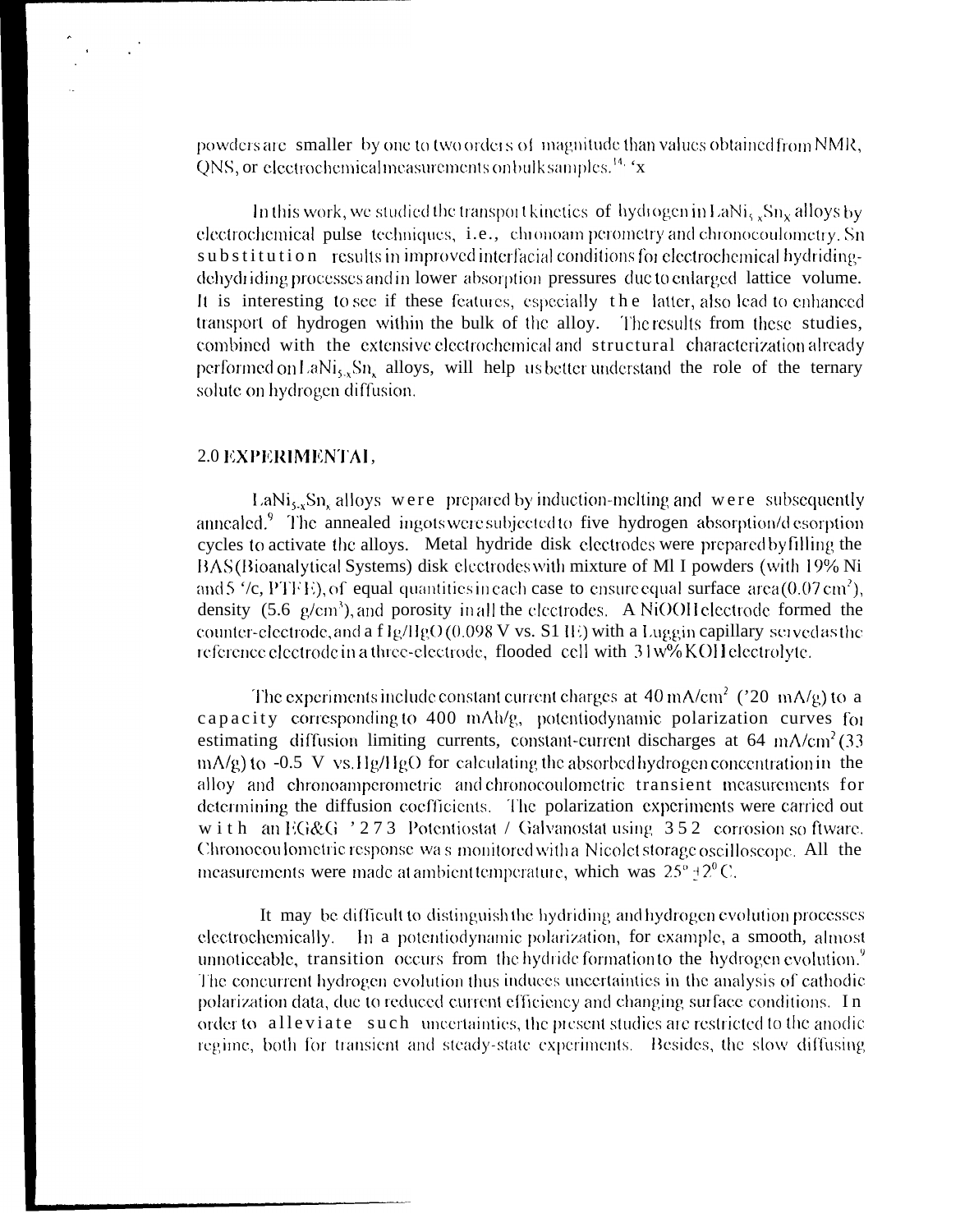powders are smaller by one to two orders of magnitude than values obtained from NMR, QNS, or electrochemical measurements on bulk samples.[14, 'x]

In this work, we studied the transport kinetics of hydrogen in $LaNi_{5-x}Sn_x$ alloys by electrochemical pulse techniques, i.e., chronoamperometry and chronocoulometry. Sn substitution results in improved interfacial conditions for electrochemical hydriding-dehydriding processes and in lower absorption pressures due to enlarged lattice volume. It is interesting to see if these features, especially the latter, also lead to enhanced transport of hydrogen within the bulk of the alloy. The results from these studies, combined with the extensive electrochemical and structural characterization already performed on $LaNi_{5-x}Sn_x$ alloys, will help us better understand the role of the ternary solute on hydrogen diffusion.

## 2.0 EXPERIMENTAL

$LaNi_{5-x}Sn_x$ alloys were prepared by induction-melting and were subsequently annealed.[9] The annealed ingots were subjected to five hydrogen absorption/desorption cycles to activate the alloys. Metal hydride disk electrodes were prepared by filling the BAS (Bioanalytical Systems) disk electrodes with mixture of MH powders (with 19% Ni and 5 '/c, PTFE), of equal quantities in each case to ensure equal surface area (0.07 cm$^2$), density (5.6 g/cm$^3$), and porosity in all the electrodes. A NiOOH electrode formed the counter-electrode, and a Hg/HgO (0.098 V vs. SHE) with a Luggin capillary served as the reference electrode in a three-electrode, flooded cell with 31w% KOH electrolyte.

The experiments include constant current charges at 40 mA/cm$^2$ ('20 mA/g) to a capacity corresponding to 400 mAh/g, potentiodynamic polarization curves for estimating diffusion limiting currents, constant-current discharges at 64 mA/cm$^2$ (33 mA/g) to -0.5 V vs. Hg/HgO for calculating the absorbed hydrogen concentration in the alloy and chronoamperometric and chronocoulometric transient measurements for determining the diffusion coefficients. The polarization experiments were carried out with an EG&G '273 Potentiostat / Galvanostat using 352 corrosion software. Chronocoulometric response was monitored with a Nicolet storage oscilloscope. All the measurements were made at ambient temperature, which was $25^{o} \pm 2^{0}$ C.

It may be difficult to distinguish the hydriding and hydrogen evolution processes electrochemically. In a potentiodynamic polarization, for example, a smooth, almost unnoticeable, transition occurs from the hydride formation to the hydrogen evolution.[9] The concurrent hydrogen evolution thus induces uncertainties in the analysis of cathodic polarization data, due to reduced current efficiency and changing surface conditions. In order to alleviate such uncertainties, the present studies are restricted to the anodic regime, both for transient and steady-state experiments. Besides, the slow diffusing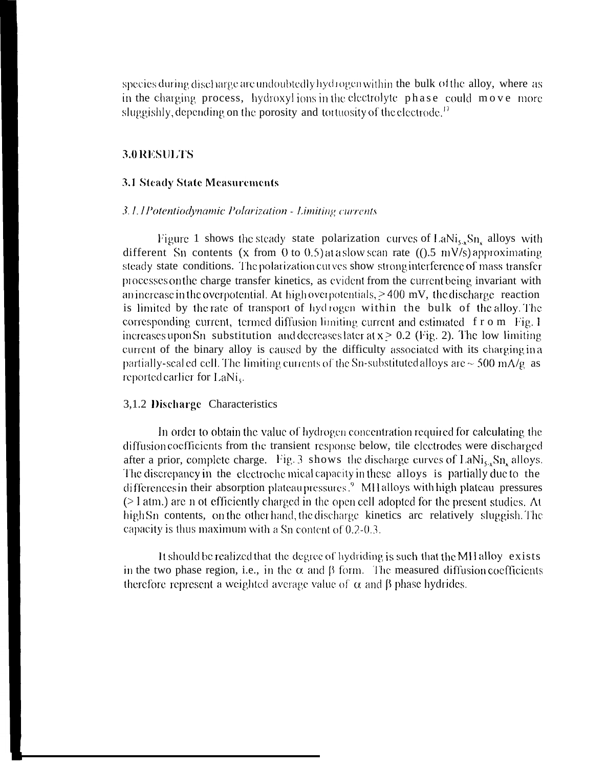species during discharge are undoubtedly hydrogen within the bulk of the alloy, where as in the charging process, hydroxyl ions in the electrolyte phase could move more sluggishly, depending on the porosity and tortuosity of the electrode.[17]

## 3.0 RESULTS

### 3.1 Steady State Measurements

#### *3.1.1 Potentiodynamic Polarization - Limiting currents*

Figure 1 shows the steady state polarization curves of $LaNi_{5-x}Sn_x$ alloys with different Sn contents (x from 0 to 0.5) at a slow scan rate (0.5 mV/s) approximating steady state conditions. The polarization curves show strong interference of mass transfer processes on the charge transfer kinetics, as evident from the current being invariant with an increase in the overpotential. At high overpotentials, $\geq 400$ mV, the discharge reaction is limited by the rate of transport of hydrogen within the bulk of the alloy. The corresponding current, termed diffusion limiting current and estimated from Fig. 1 increases upon Sn substitution and decreases later at $x \geq 0.2$ (Fig. 2). The low limiting current of the binary alloy is caused by the difficulty associated with its charging in a partially-sealed cell. The limiting currents of the Sn-substituted alloys are ~ 500 mA/g as reported earlier for $LaNi_5$.

#### 3,1.2 Discharge Characteristics

In order to obtain the value of hydrogen concentration required for calculating the diffusion coefficients from the transient response below, tile electrodes were discharged after a prior, complete charge. Fig. 3 shows the discharge curves of $LaNi_{5-x}Sn_x$ alloys. The discrepancy in the electrochemical capacity in these alloys is partially due to the differences in their absorption plateau pressures.[9] MH alloys with high plateau pressures (> 1 atm.) are not efficiently charged in the open cell adopted for the present studies. At high Sn contents, on the other hand, the discharge kinetics are relatively sluggish. The capacity is thus maximum with a Sn content of 0.2-0.3.

It should be realized that the degree of hydriding is such that the MH alloy exists in the two phase region, i.e., in the $\alpha$ and $\beta$ form. The measured diffusion coefficients therefore represent a weighted average value of $\alpha$ and $\beta$ phase hydrides.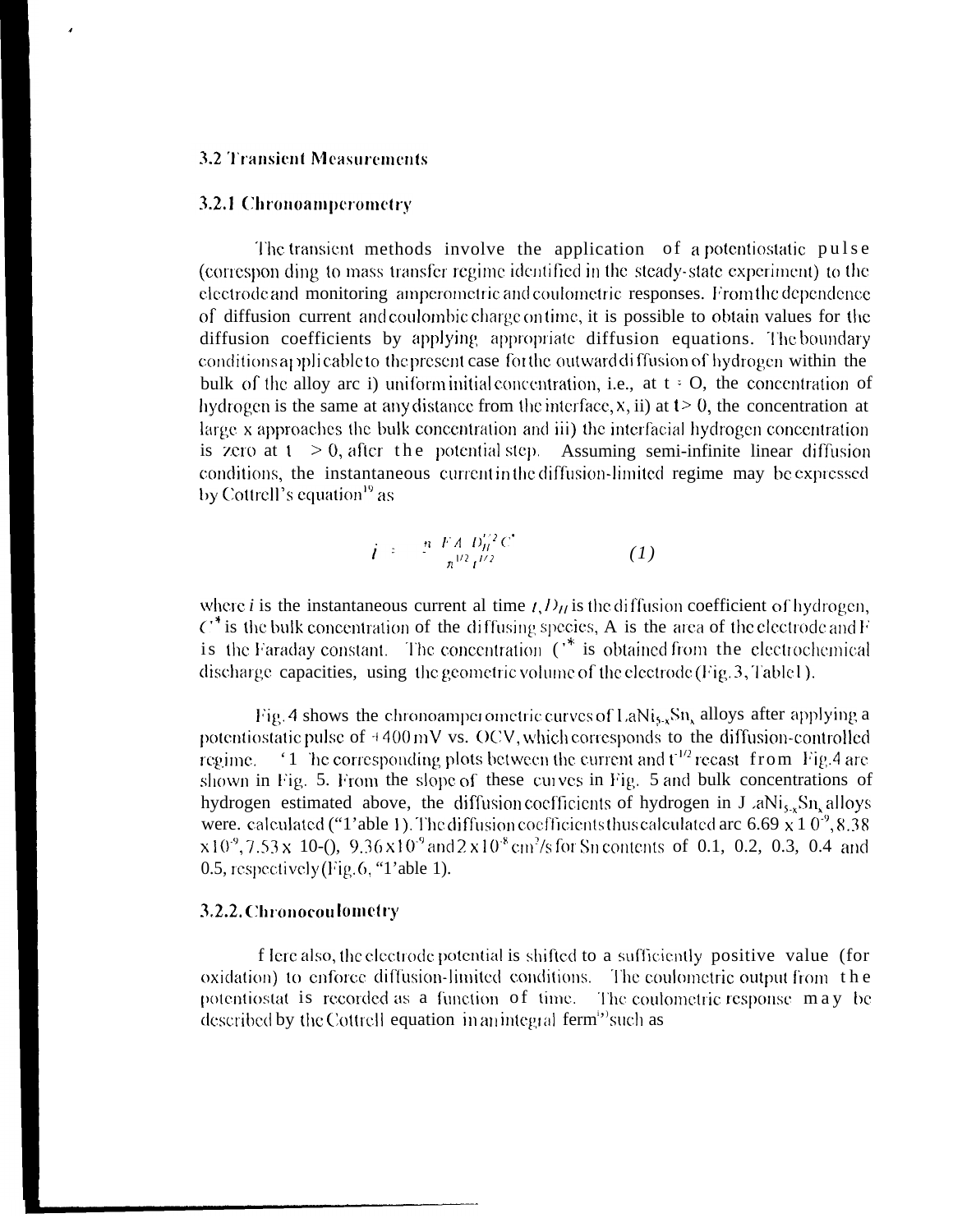### 3.2 Transient Measurements

#### 3.2.1 Chronoamperometry

The transient methods involve the application of a potentiostatic pulse (correspon ding to mass transfer regime identified in the steady-state experiment) to the electrode and monitoring amperometric and coulometric responses. From the dependence of diffusion current and coulombic charge on time, it is possible to obtain values for the diffusion coefficients by applying appropriate diffusion equations. The boundary conditions applicable to the present case for the outward diffusion of hydrogen within the bulk of the alloy are i) uniform initial concentration, i.e., at t = 0, the concentration of hydrogen is the same at any distance from the interface, x, ii) at t > 0, the concentration at large x approaches the bulk concentration and iii) the interfacial hydrogen concentration is zero at t > 0, after the potential step. Assuming semi-infinite linear diffusion conditions, the instantaneous current in the diffusion-limited regime may be expressed by Cottrell's equation[19] as

$$i = \frac{n F A D_H^{1/2} C^*}{\pi^{1/2} t^{1/2}} \qquad (1)$$

where $i$ is the instantaneous current al time $t$, $D_H$ is the diffusion coefficient of hydrogen, $C^*$ is the bulk concentration of the diffusing species, A is the area of the electrode and F is the Faraday constant. The concentration $C^*$ is obtained from the electrochemical discharge capacities, using the geometric volume of the electrode (Fig. 3, Table 1).

Fig. 4 shows the chronoamperometric curves of $LaNi_{5-x}Sn_x$ alloys after applying a potentiostatic pulse of +400 mV vs. OCV, which corresponds to the diffusion-controlled regime. The corresponding plots between the current and $t^{-1/2}$ recast from Fig. 4 are shown in Fig. 5. From the slope of these curves in Fig. 5 and bulk concentrations of hydrogen estimated above, the diffusion coefficients of hydrogen in $LaNi_{5-x}Sn_x$ alloys were. calculated ("Table 1). The diffusion coefficients thus calculated are $6.69 \times 10^{-9}$, $8.38 \times 10^{-9}$, $7.53 \times 10^{-9}$, $9.36 \times 10^{-9}$ and $2 \times 10^{-8}$ $cm^2/s$ for Sn contents of 0.1, 0.2, 0.3, 0.4 and 0.5, respectively (Fig. 6, "Table 1).

#### 3.2.2. Chronocoulometry

Here also, the electrode potential is shifted to a sufficiently positive value (for oxidation) to enforce diffusion-limited conditions. The coulometric output from the potentiostat is recorded as a function of time. The coulometric response may be described by the Cottrell equation in an integral ferm[19] such as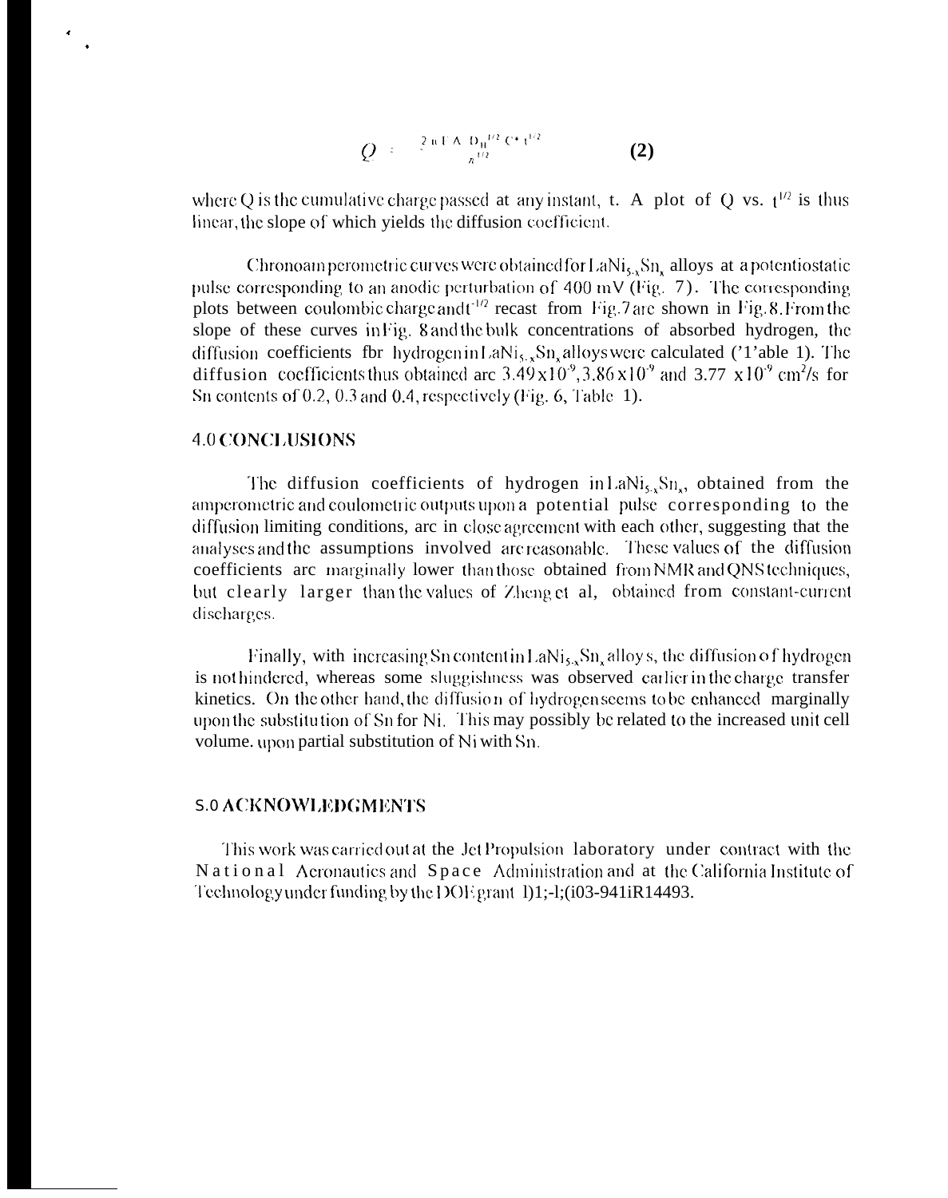$$Q = \frac{2\,n\,F\,A\,D_H^{1/2}\,C^*\,t^{1/2}}{\pi^{1/2}} \qquad \textbf{(2)}$$

where Q is the cumulative charge passed at any instant, t. A plot of Q vs. $t^{1/2}$ is thus linear, the slope of which yields the diffusion coefficient.

Chronoamperometric curves were obtained for $LaNi_{5-x}Sn_x$ alloys at a potentiostatic pulse corresponding to an anodic perturbation of 400 mV (Fig. 7). The corresponding plots between coulombic charge and $t^{-1/2}$ recast from Fig. 7 are shown in Fig. 8. From the slope of these curves in Fig. 8 and the bulk concentrations of absorbed hydrogen, the diffusion coefficients fbr hydrogen in $LaNi_{5-x}Sn_x$ alloys were calculated ('1'able 1). The diffusion coefficients thus obtained arc $3.49 \times 10^{-9}$, $3.86 \times 10^{-9}$ and $3.77 \times 10^{-9}$ $cm^2/s$ for Sn contents of 0.2, 0.3 and 0.4, respectively (Fig. 6, Table 1).

## 4.0 CONCLUSIONS

The diffusion coefficients of hydrogen in $LaNi_{5-x}Sn_x$, obtained from the amperometric and coulometric outputs upon a potential pulse corresponding to the diffusion limiting conditions, arc in close agreement with each other, suggesting that the analyses and the assumptions involved are reasonable. These values of the diffusion coefficients arc marginally lower than those obtained from NMR and QNS techniques, but clearly larger than the values of Zheng et al, obtained from constant-current discharges.

Finally, with increasing Sn content in $LaNi_{5-x}Sn_x$ alloys, the diffusion of hydrogen is not hindered, whereas some sluggishness was observed earlier in the charge transfer kinetics. On the other hand, the diffusion of hydrogen seems to be enhanced marginally upon the substitution of Sn for Ni. This may possibly be related to the increased unit cell volume. upon partial substitution of Ni with Sn.

## 5.0 ACKNOWLEDGMENTS

This work was carried out at the Jet Propulsion laboratory under contract with the National Aeronautics and Space Administration and at the California Institute of Technology under funding by the DOE grant 1)1;-l;(i03-941iR14493.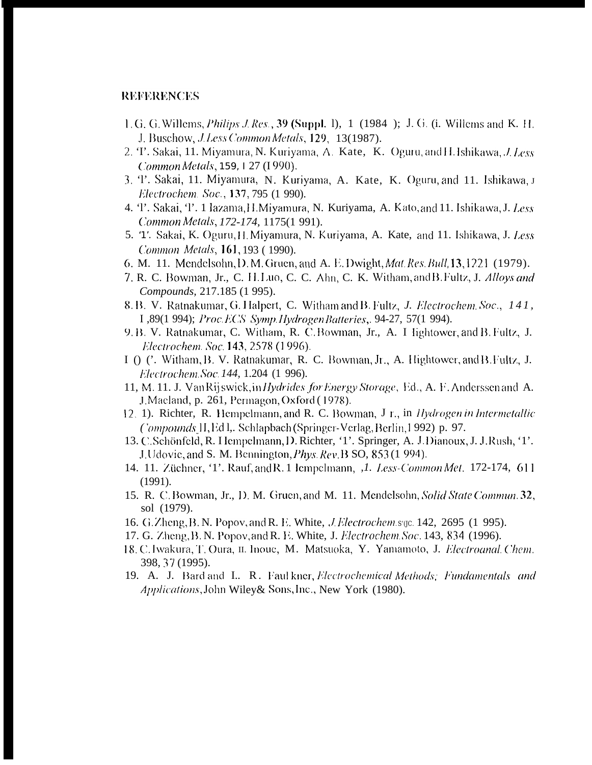## REFERENCES

1. G. G. Willems, *Philips J. Res.*, **39 (Suppl. l)**, 1 (1984 ); J. G. (i. Willems and K. H. J. Buschow, *J. Less Common Metals*, **129**, 13(1987).
2. 'T'. Sakai, 11. Miyamura, N. Kuriyama, A. Kate, K. Oguru, and H. Ishikawa, *J. Less Common Metals*, **159**, I 27 (I 990).
3. 'I'. Sakai, 11. Miyamura, N. Kuriyama, A. Kate, K. Oguru, and 11. Ishikawa, J *Electrochem. Soc.*, **137**, 795 (1 990).
4. 'I'. Sakai, 'I'. 1 Iazama, H. Miyamura, N. Kuriyama, A. Kato, and 11. Ishikawa, J. *Less Common Metals*, *172-174,* 1175(1 991).
5. '1'. Sakai, K. Oguru, H. Miyamura, N. Kuriyama, A. Kate, and 11. Ishikawa, J. *Less Common Metals*, **161**, 193 ( 1990).
6. M. 11. Mendelsohn, D. M. Gruen, and A. E. Dwight, *Mat. Res. Bull*, **13**, 1221 (1979).
7. R. C. Bowman, Jr., C. H. Luo, C. C. Ahn, C. K. Witham, and B. Fultz, J. *Alloys and Compounds,* 217.185 (1 995).
8. B. V. Ratnakumar, G. Halpert, C. Witham and B. Fultz, *J. Electrochem. Soc.*, *141,* I ,89(1 994); *Proc. ECS Symp. Hydrogen Batteries*,. 94-27, 57(1 994).
9. B. V. Ratnakumar, C. Witham, R. C. Bowman, Jr., A. I lightower, and B. Fultz, J. *Electrochem. Soc.* **143**, 2578 (1 996).
10. ('. Witham, B. V. Ratnakumar, R. C. Bowman, Jr., A. Hightower, and B. Fultz, J. *Electrochem. Soc. 144,* 1.204 (1 996).
11. M. 11. J. Van Rijswick, in *Hydrides for Energy Storage*, Ed., A. F. Anderssen and A. J. Macland, p. 261, Permagon, Oxford ( 1978).
12. 1). Richter, R. Hempelmann, and R. C. Bowman, J r., in *Hydrogen in Intermetallic Compounds* II, Ed l,. Schlapbach (Springer-Verlag, Berlin, 1 992) p. 97.
13. C. Schönfeld, R. I Iempelmann, D. Richter, '1'. Springer, A. J. Dianoux, J. J. Rush, '1'. J. Udovic, and S. M. Bennington, *Phys. Rev.* B SO, 853 (1 994).
14. 11. Züchner, '1'. Rauf, and R. 1 Iempelmann, *J. Less-Common Met.* 172-174, 611 (1991).
15. R. C. Bowman, Jr., D. M. Gruen, and M. 11. Mendelsohn, *Solid State Commun.* **32**, sol (1979).
16. G. Zheng, B. N. Popov, and R. E. White, *J. Electrochem. Soc.* 142, 2695 (1 995).
17. G. Zheng, B. N. Popov, and R. E. White, J. *Electrochem. Soc.* 143, 834 (1996).
18. C. Iwakura, T. Oura, II. Inoue, M. Matsuoka, Y. Yamamoto, J. *Electroanal. Chem.* 398, 37 (1995).
19. A. J. Bard and L. R. Faulkner, *Electrochemical Methods; Fundamentals and Applications*, John Wiley& Sons, Inc., New York (1980).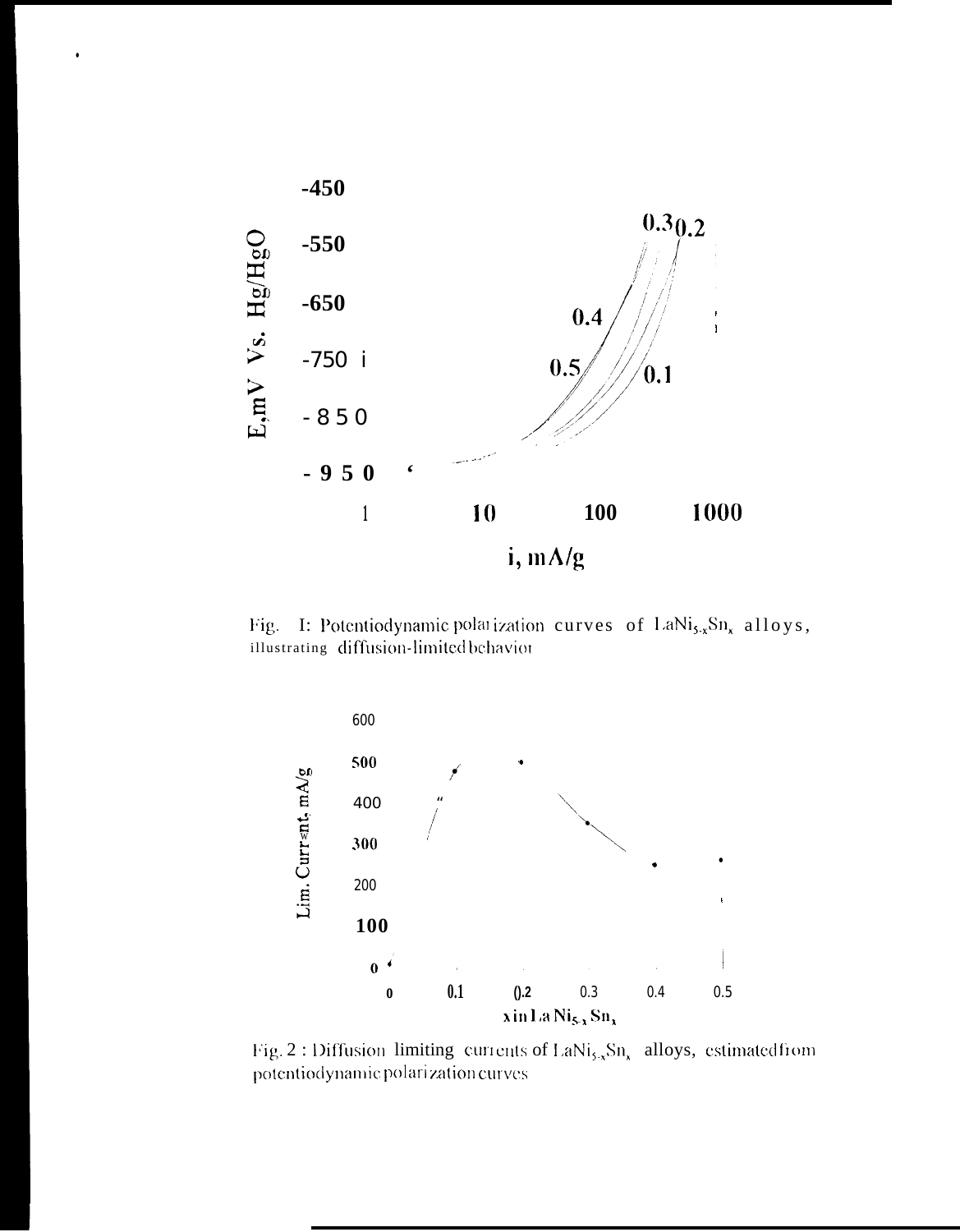Fig. 1: Potentiodynamic polarization curves of $LaNi_{5-x}Sn_x$ alloys, illustrating diffusion-limited behavior

Fig. 2 : Diffusion limiting currents of $LaNi_{5-x}Sn_x$ alloys, estimated from potentiodynamic polarization curves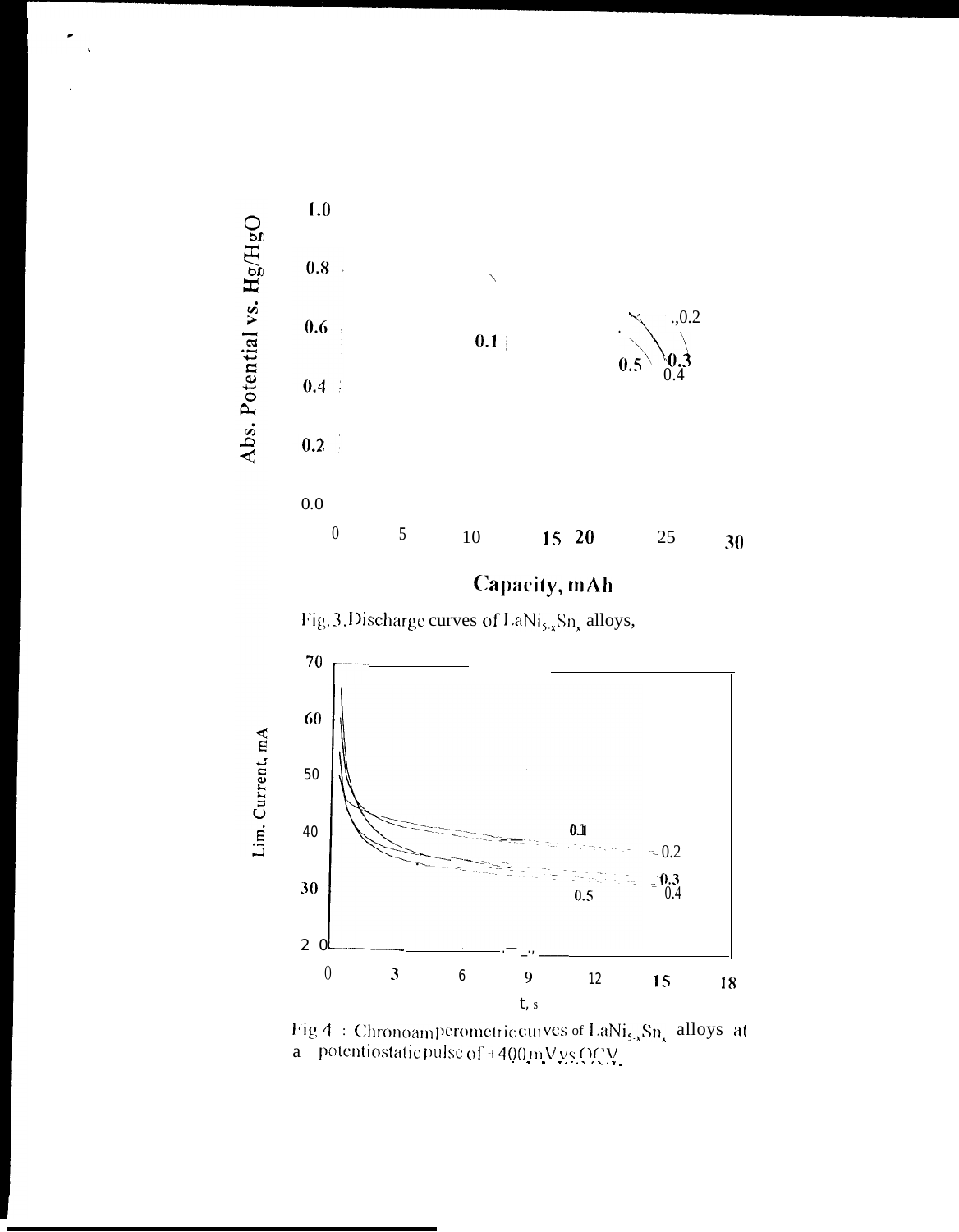Fig. 3. Discharge curves of $LaNi_{5-x}Sn_x$ alloys,

Fig 4 : Chronoamperometric curves of $LaNi_{5-x}Sn_x$ alloys at a potentiostatic pulse of +400mV vs OCV.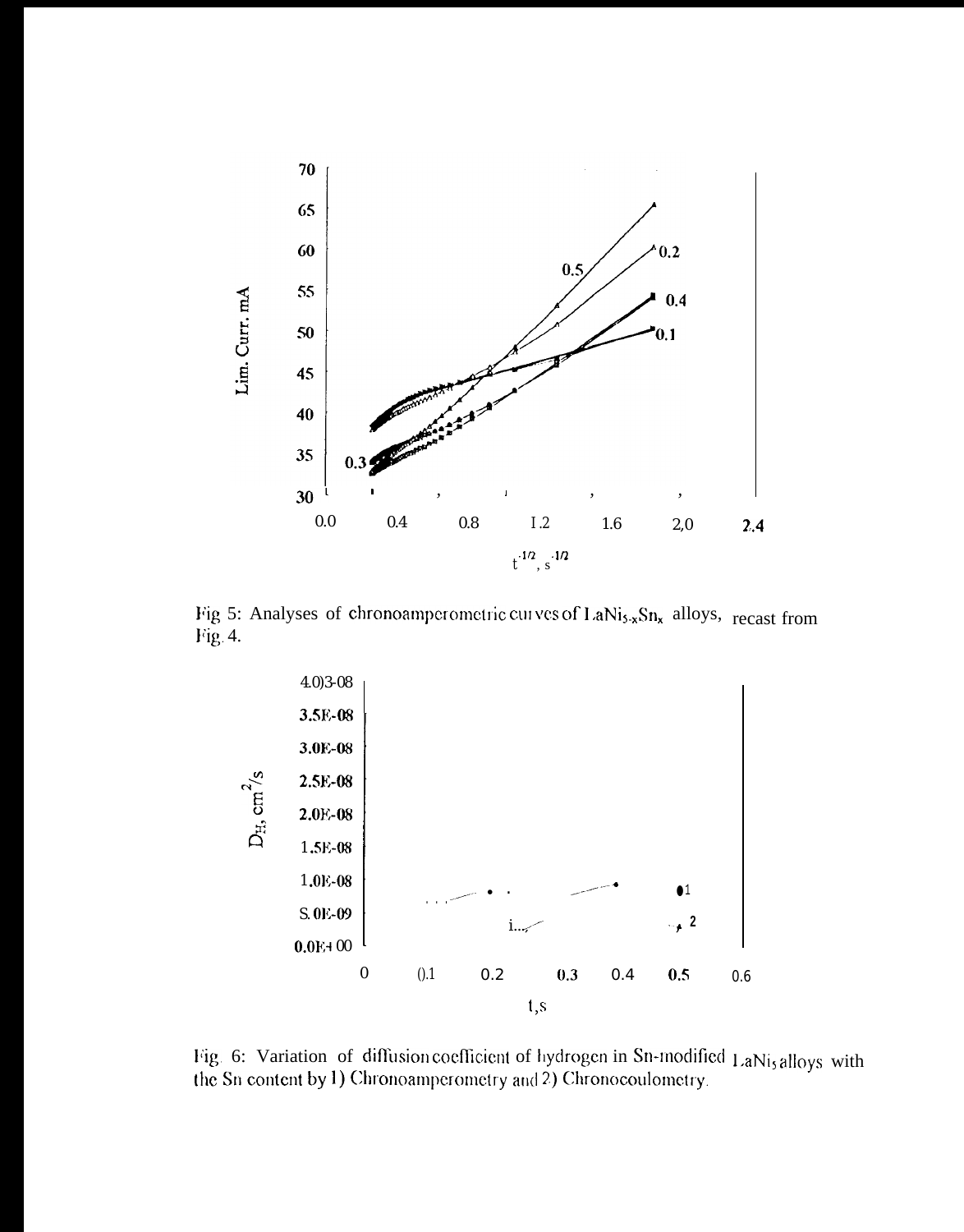Fig 5: Analyses of chronoamperometric curves of $LaNi_{5-x}Sn_x$ alloys, recast from Fig. 4.

Fig. 6: Variation of diffusion coefficient of hydrogen in Sn-modified $LaNi_5$ alloys with the Sn content by 1) Chronoamperometry and 2) Chronocoulometry.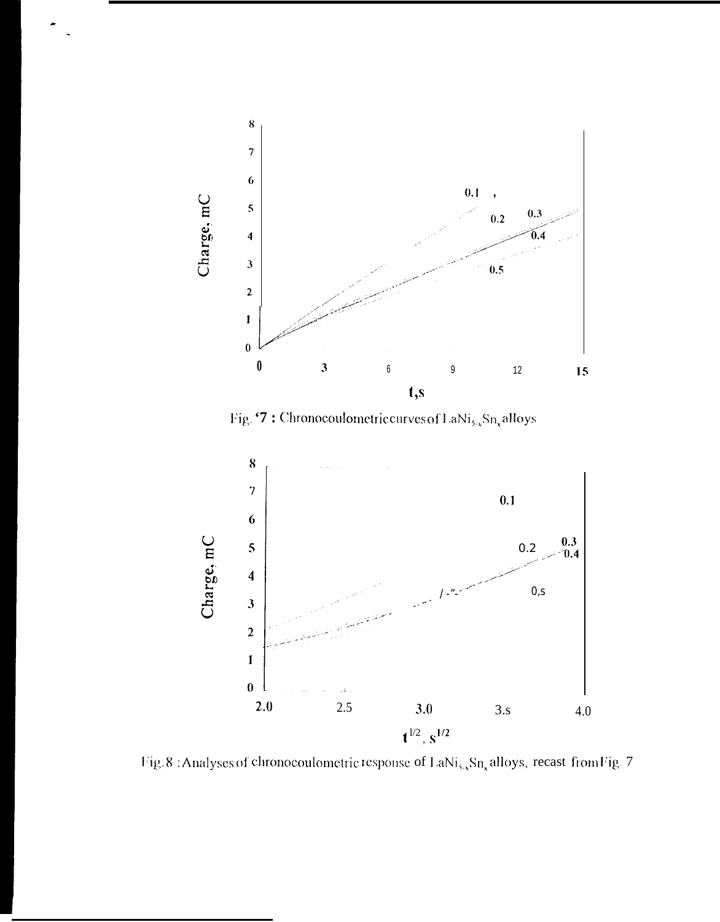Fig. 7 : Chronocoulometric curves of $LaNi_{5-x}Sn_x$ alloys

Fig. 8 : Analyses of chronocoulometric response of $LaNi_{5-x}Sn_x$ alloys, recast from Fig. 7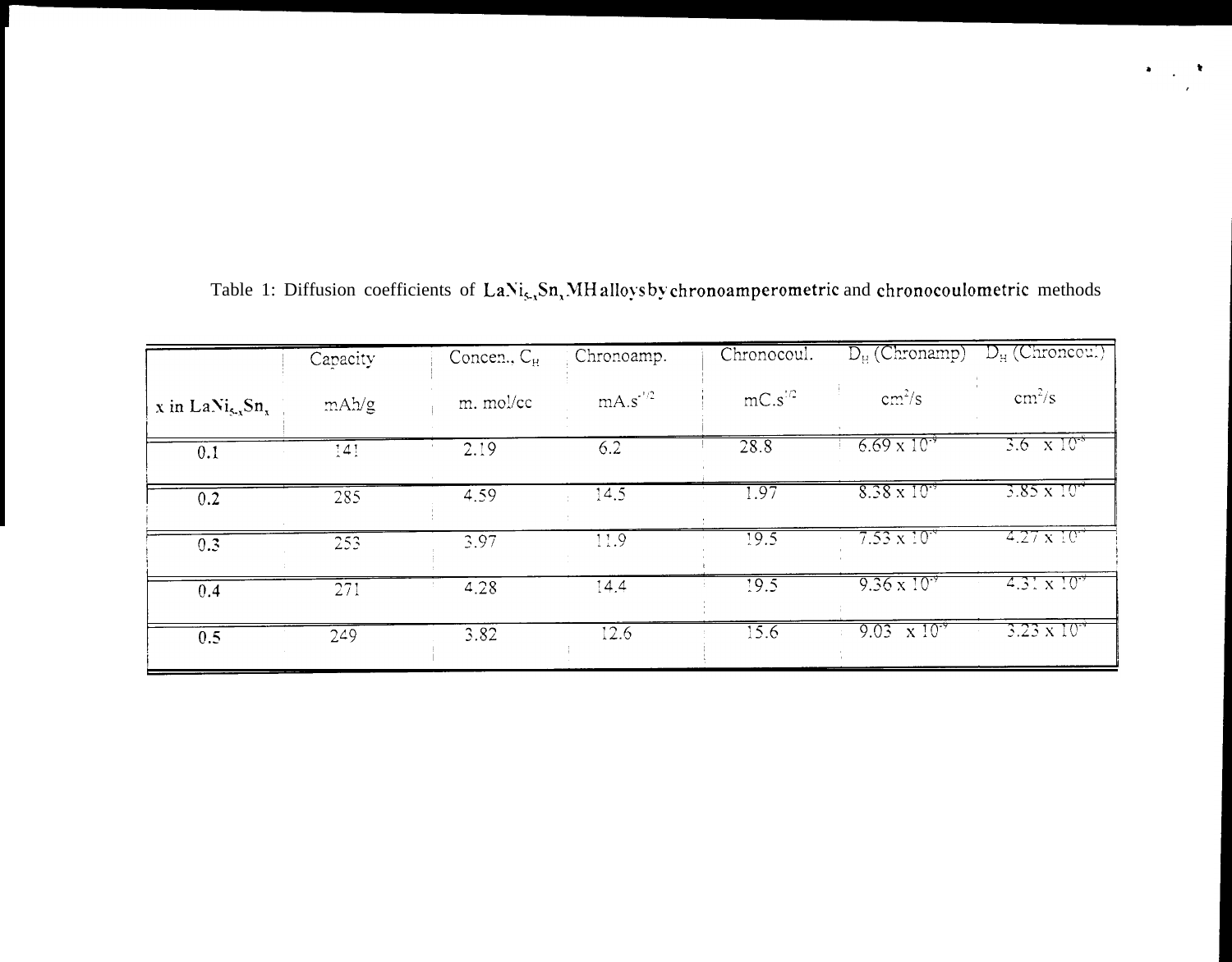Table 1: Diffusion coefficients of $LaNi_{5-x}Sn_xMH$ alloys by chronoamperometric and chronocoulometric methods

| x in $LaNi_{5-x}Sn_x$ | Capacity mAh/g | Concen., $C_H$ m. mol/cc | Chronoamp. $mA.s^{-1/2}$ | Chronocoul. $mC.s^{1/2}$ | $D_H$ (Chronamp) $cm^2/s$ | $D_H$ (Chroncoul.) $cm^2/s$ |
|---|---|---|---|---|---|---|
| 0.1 | 141 | 2.19 | 6.2 | 28.8 | $6.69 \times 10^{-9}$ | $3.6 \times 10^{-8}$ |
| 0.2 | 285 | 4.59 | 14.5 | 1.97 | $8.38 \times 10^{-9}$ | $3.85 \times 10^{-9}$ |
| 0.3 | 253 | 3.97 | 11.9 | 19.5 | $7.53 \times 10^{-9}$ | $4.27 \times 10^{-9}$ |
| 0.4 | 271 | 4.28 | 14.4 | 19.5 | $9.36 \times 10^{-9}$ | $4.31 \times 10^{-9}$ |
| 0.5 | 249 | 3.82 | 12.6 | 15.6 | $9.03 \times 10^{-9}$ | $3.23 \times 10^{-9}$ |